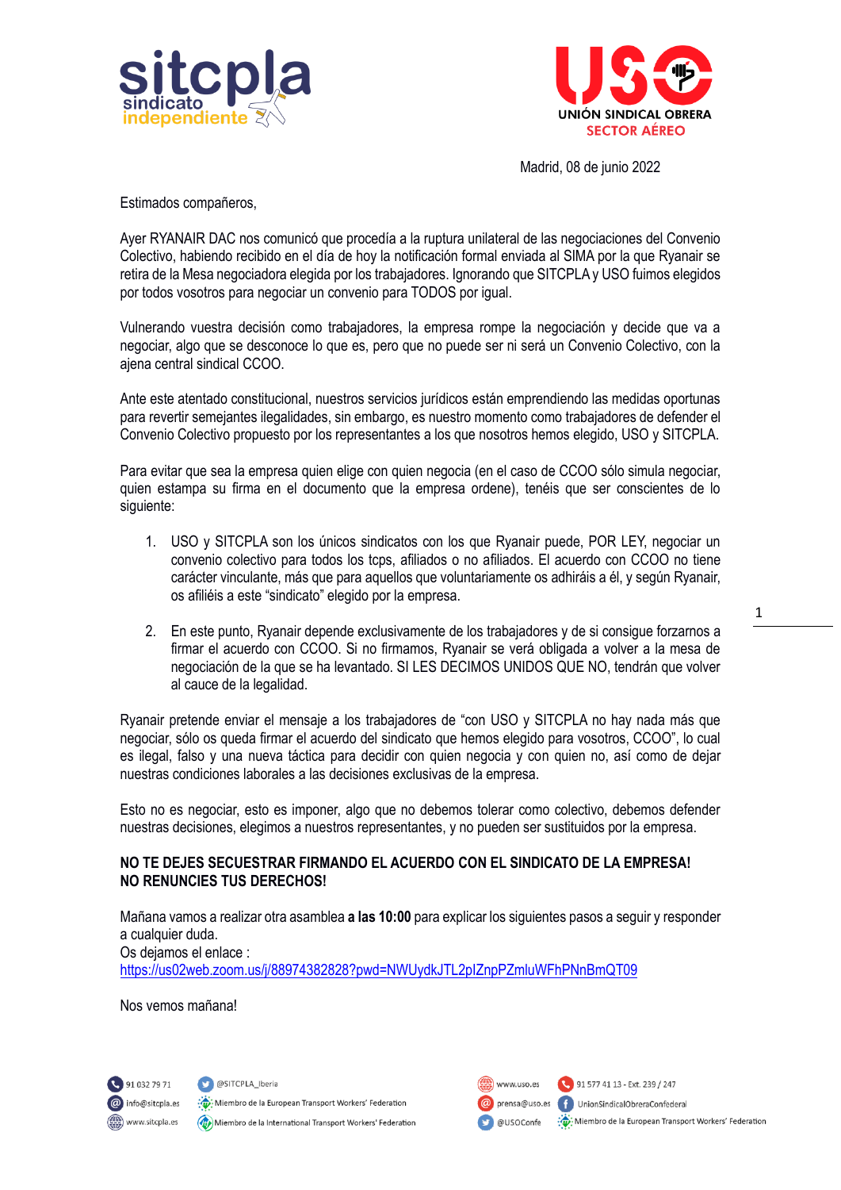Madrid, 08 de junio 2022

Estimados compañeros,

Ayer RYANAIR DAC nos comunicó que procedía a la ruptura unilateral de las negociaciones del Convenio Colectivo, habiendo recibido en el día de hoy la notificación formal enviada al SIMA por la que Ryanair se retira de la Mesa negociadora elegida por los trabajadores. Ignorando que SITCPLA y USO fuimos elegidos por todos vosotros para negociar un convenio para TODOS por igual.

Vulnerando vuestra decisión como trabajadores, la empresa rompe la negociación y decide que va a negociar, algo que se desconoce lo que es, pero que no puede ser ni será un Convenio Colectivo, con la ajena central sindical CCOO.

Ante este atentado constitucional, nuestros servicios jurídicos están emprendiendo las medidas oportunas para revertir semejantes ilegalidades, sin embargo, es nuestro momento como trabajadores de defender el Convenio Colectivo propuesto por los representantes a los que nosotros hemos elegido, USO y SITCPLA.

Para evitar que sea la empresa quien elige con quien negocia (en el caso de CCOO sólo simula negociar, quien estampa su firma en el documento que la empresa ordene), tenéis que ser conscientes de lo siguiente:

1. USO y SITCPLA son los únicos sindicatos con los que Ryanair puede, POR LEY, negociar un convenio colectivo para todos los tcps, afiliados o no afiliados. El acuerdo con CCOO no tiene carácter vinculante, más que para aquellos que voluntariamente os adhiráis a él, y según Ryanair, os afiliéis a este "sindicato" elegido por la empresa.

2. En este punto, Ryanair depende exclusivamente de los trabajadores y de si consigue forzarnos a firmar el acuerdo con CCOO. Si no firmamos, Ryanair se verá obligada a volver a la mesa de negociación de la que se ha levantado. SI LES DECIMOS UNIDOS QUE NO, tendrán que volver al cauce de la legalidad.

Ryanair pretende enviar el mensaje a los trabajadores de "con USO y SITCPLA no hay nada más que negociar, sólo os queda firmar el acuerdo del sindicato que hemos elegido para vosotros, CCOO", lo cual es ilegal, falso y una nueva táctica para decidir con quien negocia y con quien no, así como de dejar nuestras condiciones laborales a las decisiones exclusivas de la empresa.

Esto no es negociar, esto es imponer, algo que no debemos tolerar como colectivo, debemos defender nuestras decisiones, elegimos a nuestros representantes, y no pueden ser sustituidos por la empresa.

**NO TE DEJES SECUESTRAR FIRMANDO EL ACUERDO CON EL SINDICATO DE LA EMPRESA!**
**NO RENUNCIES TUS DERECHOS!**

Mañana vamos a realizar otra asamblea **a las 10:00** para explicar los siguientes pasos a seguir y responder a cualquier duda.
Os dejamos el enlace :
https://us02web.zoom.us/j/88974382828?pwd=NWUydkJTL2plZnpPZmluWFhPNnBmQT09

Nos vemos mañana!

91 032 79 71 | info@sitcpla.es | www.sitcpla.es | @SITCPLA_Iberia | Miembro de la European Transport Workers' Federation | Miembro de la International Transport Workers' Federation

www.uso.es | prensa@uso.es | @USOConfe | 91 577 41 13 - Ext. 239 / 247 | UnionSindicalObreraConfederal | Miembro de la European Transport Workers' Federation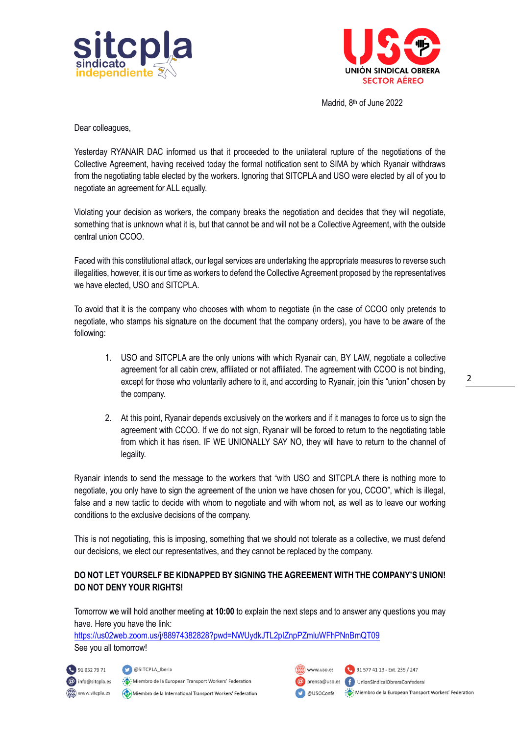Madrid, 8th of June 2022

Dear colleagues,

Yesterday RYANAIR DAC informed us that it proceeded to the unilateral rupture of the negotiations of the Collective Agreement, having received today the formal notification sent to SIMA by which Ryanair withdraws from the negotiating table elected by the workers. Ignoring that SITCPLA and USO were elected by all of you to negotiate an agreement for ALL equally.

Violating your decision as workers, the company breaks the negotiation and decides that they will negotiate, something that is unknown what it is, but that cannot be and will not be a Collective Agreement, with the outside central union CCOO.

Faced with this constitutional attack, our legal services are undertaking the appropriate measures to reverse such illegalities, however, it is our time as workers to defend the Collective Agreement proposed by the representatives we have elected, USO and SITCPLA.

To avoid that it is the company who chooses with whom to negotiate (in the case of CCOO only pretends to negotiate, who stamps his signature on the document that the company orders), you have to be aware of the following:

1. USO and SITCPLA are the only unions with which Ryanair can, BY LAW, negotiate a collective agreement for all cabin crew, affiliated or not affiliated. The agreement with CCOO is not binding, except for those who voluntarily adhere to it, and according to Ryanair, join this "union" chosen by the company.

2. At this point, Ryanair depends exclusively on the workers and if it manages to force us to sign the agreement with CCOO. If we do not sign, Ryanair will be forced to return to the negotiating table from which it has risen. IF WE UNIONALLY SAY NO, they will have to return to the channel of legality.

Ryanair intends to send the message to the workers that "with USO and SITCPLA there is nothing more to negotiate, you only have to sign the agreement of the union we have chosen for you, CCOO", which is illegal, false and a new tactic to decide with whom to negotiate and with whom not, as well as to leave our working conditions to the exclusive decisions of the company.

This is not negotiating, this is imposing, something that we should not tolerate as a collective, we must defend our decisions, we elect our representatives, and they cannot be replaced by the company.

**DO NOT LET YOURSELF BE KIDNAPPED BY SIGNING THE AGREEMENT WITH THE COMPANY'S UNION! DO NOT DENY YOUR RIGHTS!**

Tomorrow we will hold another meeting **at 10:00** to explain the next steps and to answer any questions you may have. Here you have the link:
https://us02web.zoom.us/j/88974382828?pwd=NWUydkJTL2plZnpPZmluWFhPNnBmQT09
See you all tomorrow!